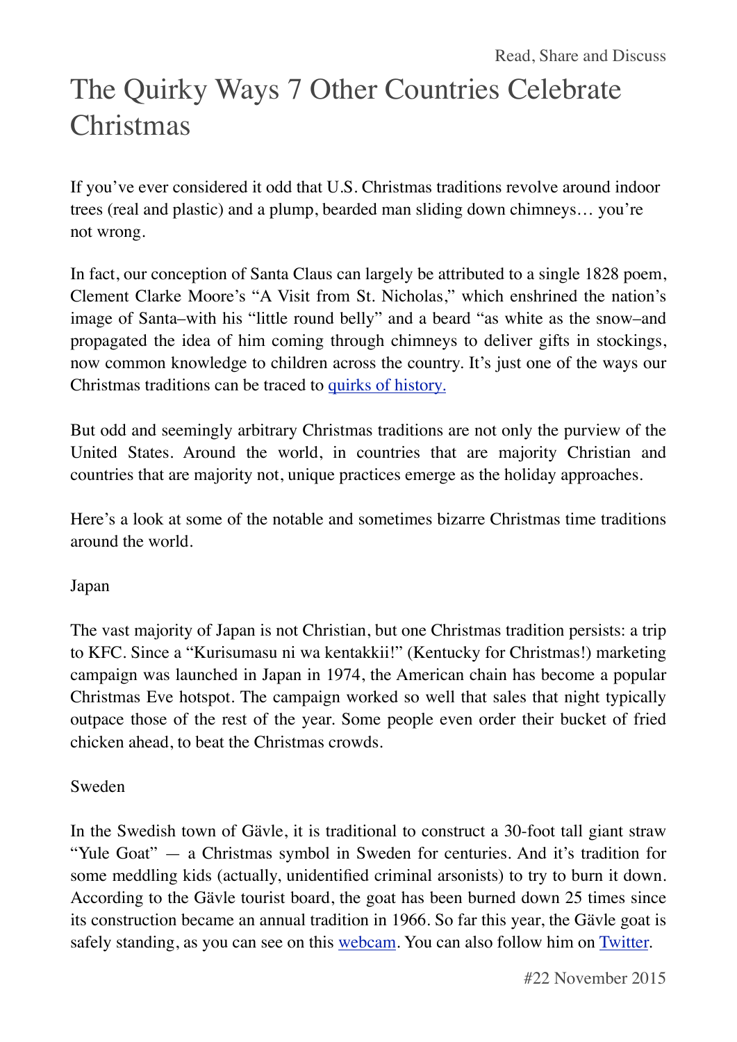# The Quirky Ways 7 Other Countries Celebrate Christmas

If you've ever considered it odd that U.S. Christmas traditions revolve around indoor trees (real and plastic) and a plump, bearded man sliding down chimneys… you're not wrong.

In fact, our conception of Santa Claus can largely be attributed to a single 1828 poem, Clement Clarke Moore's "A Visit from St. Nicholas," which enshrined the nation's image of Santa–with his "little round belly" and a beard "as white as the snow–and propagated the idea of him coming through chimneys to deliver gifts in stockings, now common knowledge to children across the country. It's just one of the ways our Christmas traditions can be traced to [quirks of history.]()

But odd and seemingly arbitrary Christmas traditions are not only the purview of the United States. Around the world, in countries that are majority Christian and countries that are majority not, unique practices emerge as the holiday approaches.

Here's a look at some of the notable and sometimes bizarre Christmas time traditions around the world.

## Japan

The vast majority of Japan is not Christian, but one Christmas tradition persists: a trip to KFC. Since a "Kurisumasu ni wa kentakkii!" (Kentucky for Christmas!) marketing campaign was launched in Japan in 1974, the American chain has become a popular Christmas Eve hotspot. The campaign worked so well that sales that night typically outpace those of the rest of the year. Some people even order their bucket of fried chicken ahead, to beat the Christmas crowds.

## Sweden

In the Swedish town of Gävle, it is traditional to construct a 30-foot tall giant straw "Yule Goat" — a Christmas symbol in Sweden for centuries. And it's tradition for some meddling kids (actually, unidentified criminal arsonists) to try to burn it down. According to the Gävle tourist board, the goat has been burned down 25 times since its construction became an annual tradition in 1966. So far this year, the Gävle goat is safely standing, as you can see on this [webcam](). You can also follow him on [Twitter]().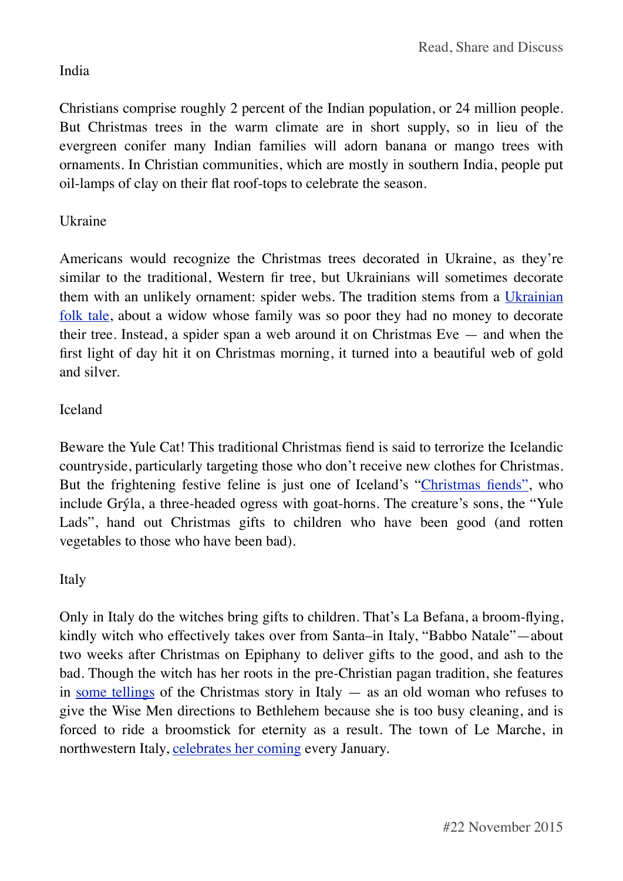## India

Christians comprise roughly 2 percent of the Indian population, or 24 million people. But Christmas trees in the warm climate are in short supply, so in lieu of the evergreen conifer many Indian families will adorn banana or mango trees with ornaments. In Christian communities, which are mostly in southern India, people put oil-lamps of clay on their flat roof-tops to celebrate the season.

## Ukraine

Americans would recognize the Christmas trees decorated in Ukraine, as they're similar to the traditional, Western fir tree, but Ukrainians will sometimes decorate them with an unlikely ornament: spider webs. The tradition stems from a Ukrainian folk tale, about a widow whose family was so poor they had no money to decorate their tree. Instead, a spider span a web around it on Christmas Eve — and when the first light of day hit it on Christmas morning, it turned into a beautiful web of gold and silver.

## Iceland

Beware the Yule Cat! This traditional Christmas fiend is said to terrorize the Icelandic countryside, particularly targeting those who don't receive new clothes for Christmas. But the frightening festive feline is just one of Iceland's "Christmas fiends", who include Grýla, a three-headed ogress with goat-horns. The creature's sons, the "Yule Lads", hand out Christmas gifts to children who have been good (and rotten vegetables to those who have been bad).

## Italy

Only in Italy do the witches bring gifts to children. That's La Befana, a broom-flying, kindly witch who effectively takes over from Santa–in Italy, "Babbo Natale"—about two weeks after Christmas on Epiphany to deliver gifts to the good, and ash to the bad. Though the witch has her roots in the pre-Christian pagan tradition, she features in some tellings of the Christmas story in Italy — as an old woman who refuses to give the Wise Men directions to Bethlehem because she is too busy cleaning, and is forced to ride a broomstick for eternity as a result. The town of Le Marche, in northwestern Italy, celebrates her coming every January.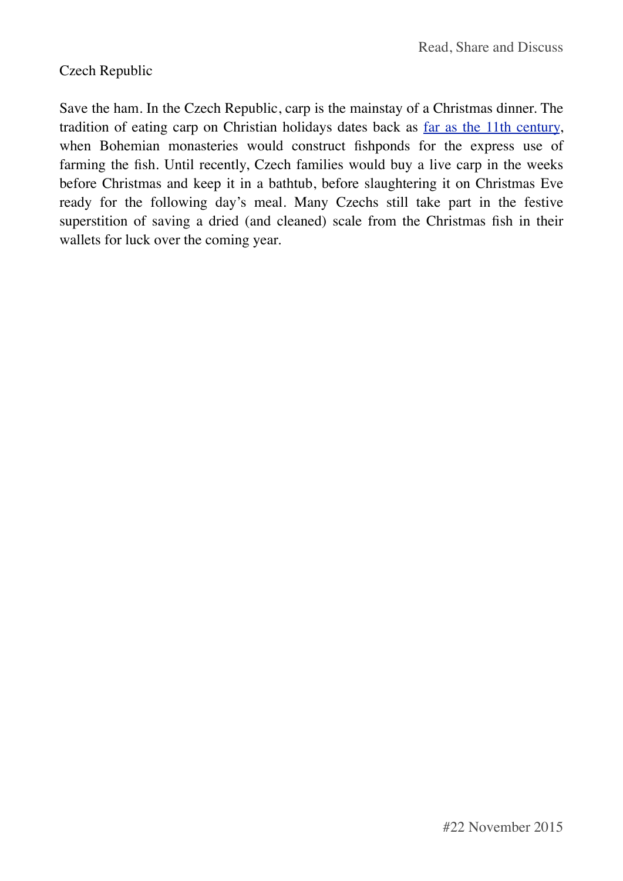Czech Republic

Save the ham. In the Czech Republic, carp is the mainstay of a Christmas dinner. The tradition of eating carp on Christian holidays dates back as far as the 11th century, when Bohemian monasteries would construct fishponds for the express use of farming the fish. Until recently, Czech families would buy a live carp in the weeks before Christmas and keep it in a bathtub, before slaughtering it on Christmas Eve ready for the following day's meal. Many Czechs still take part in the festive superstition of saving a dried (and cleaned) scale from the Christmas fish in their wallets for luck over the coming year.